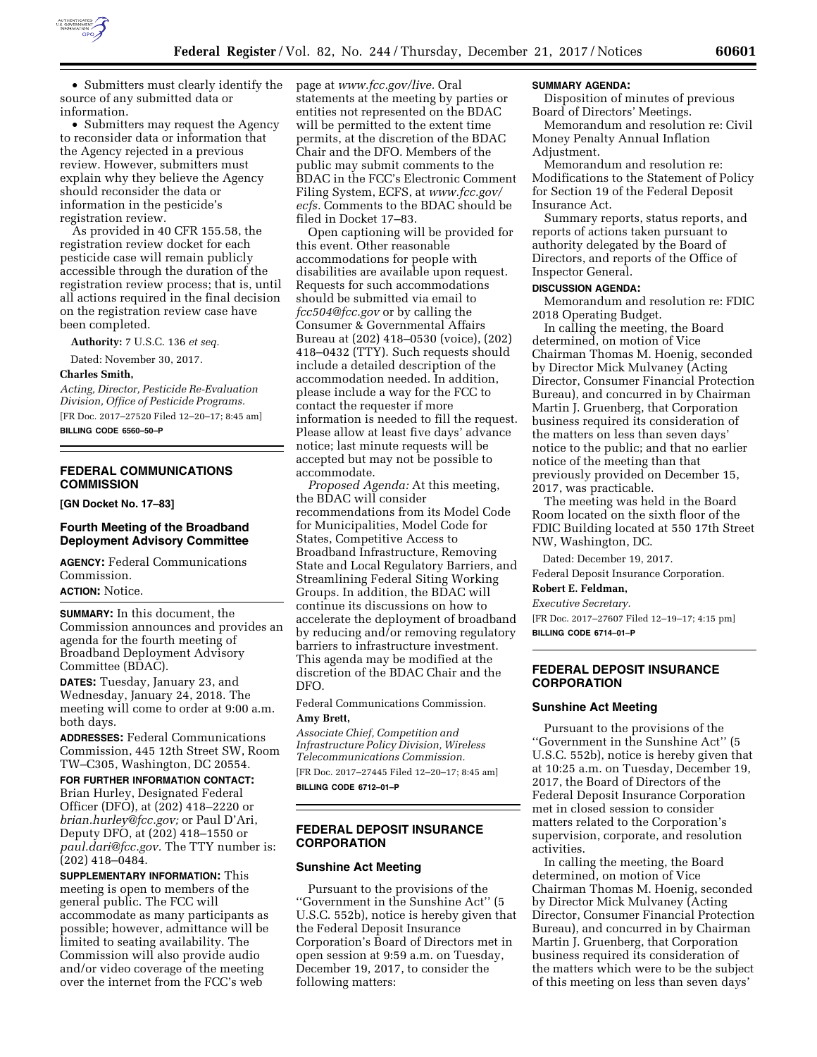• Submitters must clearly identify the source of any submitted data or information.

• Submitters may request the Agency to reconsider data or information that the Agency rejected in a previous review. However, submitters must explain why they believe the Agency should reconsider the data or information in the pesticide's registration review.

As provided in 40 CFR 155.58, the registration review docket for each pesticide case will remain publicly accessible through the duration of the registration review process; that is, until all actions required in the final decision on the registration review case have been completed.

**Authority:** 7 U.S.C. 136 *et seq.*

Dated: November 30, 2017.

**Charles Smith,**

*Acting, Director, Pesticide Re-Evaluation Division, Office of Pesticide Programs.*

[FR Doc. 2017–27520 Filed 12–20–17; 8:45 am]

**BILLING CODE 6560–50–P**

## FEDERAL COMMUNICATIONS COMMISSION

**[GN Docket No. 17–83]**

### Fourth Meeting of the Broadband Deployment Advisory Committee

**AGENCY:** Federal Communications Commission.

**ACTION:** Notice.

**SUMMARY:** In this document, the Commission announces and provides an agenda for the fourth meeting of Broadband Deployment Advisory Committee (BDAC).

**DATES:** Tuesday, January 23, and Wednesday, January 24, 2018. The meeting will come to order at 9:00 a.m. both days.

**ADDRESSES:** Federal Communications Commission, 445 12th Street SW, Room TW–C305, Washington, DC 20554.

**FOR FURTHER INFORMATION CONTACT:** Brian Hurley, Designated Federal Officer (DFO), at (202) 418–2220 or *brian.hurley@fcc.gov;* or Paul D'Ari, Deputy DFO, at (202) 418–1550 or *paul.dari@fcc.gov.* The TTY number is: (202) 418–0484.

**SUPPLEMENTARY INFORMATION:** This meeting is open to members of the general public. The FCC will accommodate as many participants as possible; however, admittance will be limited to seating availability. The Commission will also provide audio and/or video coverage of the meeting over the internet from the FCC's web page at *www.fcc.gov/live.* Oral statements at the meeting by parties or entities not represented on the BDAC will be permitted to the extent time permits, at the discretion of the BDAC Chair and the DFO. Members of the public may submit comments to the BDAC in the FCC's Electronic Comment Filing System, ECFS, at *www.fcc.gov/ecfs.* Comments to the BDAC should be filed in Docket 17–83.

Open captioning will be provided for this event. Other reasonable accommodations for people with disabilities are available upon request. Requests for such accommodations should be submitted via email to *fcc504@fcc.gov* or by calling the Consumer & Governmental Affairs Bureau at (202) 418–0530 (voice), (202) 418–0432 (TTY). Such requests should include a detailed description of the accommodation needed. In addition, please include a way for the FCC to contact the requester if more information is needed to fill the request. Please allow at least five days' advance notice; last minute requests will be accepted but may not be possible to accommodate.

*Proposed Agenda:* At this meeting, the BDAC will consider recommendations from its Model Code for Municipalities, Model Code for States, Competitive Access to Broadband Infrastructure, Removing State and Local Regulatory Barriers, and Streamlining Federal Siting Working Groups. In addition, the BDAC will continue its discussions on how to accelerate the deployment of broadband by reducing and/or removing regulatory barriers to infrastructure investment. This agenda may be modified at the discretion of the BDAC Chair and the DFO.

Federal Communications Commission.

**Amy Brett,**

*Associate Chief, Competition and Infrastructure Policy Division, Wireless Telecommunications Commission.*

[FR Doc. 2017–27445 Filed 12–20–17; 8:45 am]

**BILLING CODE 6712–01–P**

## FEDERAL DEPOSIT INSURANCE CORPORATION

### Sunshine Act Meeting

Pursuant to the provisions of the ''Government in the Sunshine Act'' (5 U.S.C. 552b), notice is hereby given that the Federal Deposit Insurance Corporation's Board of Directors met in open session at 9:59 a.m. on Tuesday, December 19, 2017, to consider the following matters:

**SUMMARY AGENDA:**

Disposition of minutes of previous Board of Directors' Meetings.

Memorandum and resolution re: Civil Money Penalty Annual Inflation Adjustment.

Memorandum and resolution re: Modifications to the Statement of Policy for Section 19 of the Federal Deposit Insurance Act.

Summary reports, status reports, and reports of actions taken pursuant to authority delegated by the Board of Directors, and reports of the Office of Inspector General.

**DISCUSSION AGENDA:**

Memorandum and resolution re: FDIC 2018 Operating Budget.

In calling the meeting, the Board determined, on motion of Vice Chairman Thomas M. Hoenig, seconded by Director Mick Mulvaney (Acting Director, Consumer Financial Protection Bureau), and concurred in by Chairman Martin J. Gruenberg, that Corporation business required its consideration of the matters on less than seven days' notice to the public; and that no earlier notice of the meeting than that previously provided on December 15, 2017, was practicable.

The meeting was held in the Board Room located on the sixth floor of the FDIC Building located at 550 17th Street NW, Washington, DC.

Dated: December 19, 2017.

Federal Deposit Insurance Corporation.

**Robert E. Feldman,**

*Executive Secretary.*

[FR Doc. 2017–27607 Filed 12–19–17; 4:15 pm]

**BILLING CODE 6714–01–P**

## FEDERAL DEPOSIT INSURANCE CORPORATION

### Sunshine Act Meeting

Pursuant to the provisions of the ''Government in the Sunshine Act'' (5 U.S.C. 552b), notice is hereby given that at 10:25 a.m. on Tuesday, December 19, 2017, the Board of Directors of the Federal Deposit Insurance Corporation met in closed session to consider matters related to the Corporation's supervision, corporate, and resolution activities.

In calling the meeting, the Board determined, on motion of Vice Chairman Thomas M. Hoenig, seconded by Director Mick Mulvaney (Acting Director, Consumer Financial Protection Bureau), and concurred in by Chairman Martin J. Gruenberg, that Corporation business required its consideration of the matters which were to be the subject of this meeting on less than seven days'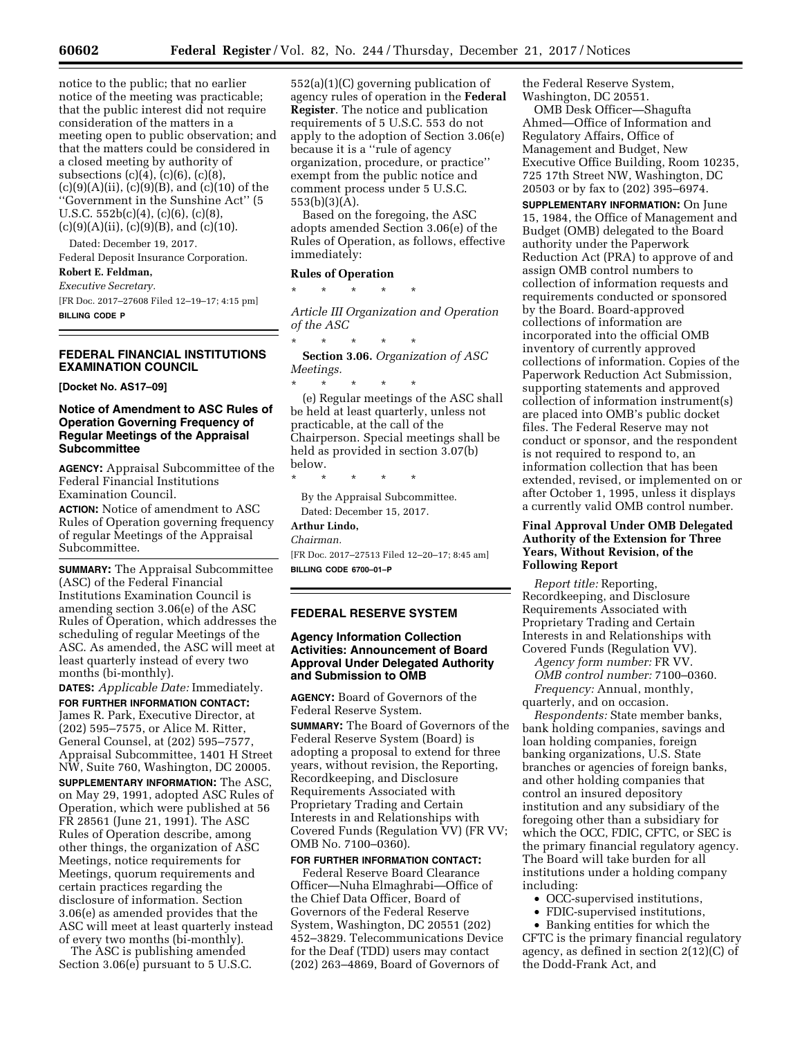notice to the public; that no earlier notice of the meeting was practicable; that the public interest did not require consideration of the matters in a meeting open to public observation; and that the matters could be considered in a closed meeting by authority of subsections (c)(4), (c)(6), (c)(8), (c)(9)(A)(ii), (c)(9)(B), and (c)(10) of the ''Government in the Sunshine Act'' (5 U.S.C. 552b(c)(4), (c)(6), (c)(8), (c)(9)(A)(ii), (c)(9)(B), and (c)(10).

Dated: December 19, 2017.

Federal Deposit Insurance Corporation.

**Robert E. Feldman,**

*Executive Secretary.*

[FR Doc. 2017–27608 Filed 12–19–17; 4:15 pm]

**BILLING CODE P**

## FEDERAL FINANCIAL INSTITUTIONS EXAMINATION COUNCIL

**[Docket No. AS17–09]**

### Notice of Amendment to ASC Rules of Operation Governing Frequency of Regular Meetings of the Appraisal Subcommittee

**AGENCY:** Appraisal Subcommittee of the Federal Financial Institutions Examination Council.

**ACTION:** Notice of amendment to ASC Rules of Operation governing frequency of regular Meetings of the Appraisal Subcommittee.

**SUMMARY:** The Appraisal Subcommittee (ASC) of the Federal Financial Institutions Examination Council is amending section 3.06(e) of the ASC Rules of Operation, which addresses the scheduling of regular Meetings of the ASC. As amended, the ASC will meet at least quarterly instead of every two months (bi-monthly).

**DATES:** *Applicable Date:* Immediately.

**FOR FURTHER INFORMATION CONTACT:** James R. Park, Executive Director, at (202) 595–7575, or Alice M. Ritter, General Counsel, at (202) 595–7577, Appraisal Subcommittee, 1401 H Street NW, Suite 760, Washington, DC 20005.

**SUPPLEMENTARY INFORMATION:** The ASC, on May 29, 1991, adopted ASC Rules of Operation, which were published at 56 FR 28561 (June 21, 1991). The ASC Rules of Operation describe, among other things, the organization of ASC Meetings, notice requirements for Meetings, quorum requirements and certain practices regarding the disclosure of information. Section 3.06(e) as amended provides that the ASC will meet at least quarterly instead of every two months (bi-monthly).

The ASC is publishing amended Section 3.06(e) pursuant to 5 U.S.C. 552(a)(1)(C) governing publication of agency rules of operation in the **Federal Register**. The notice and publication requirements of 5 U.S.C. 553 do not apply to the adoption of Section 3.06(e) because it is a ''rule of agency organization, procedure, or practice'' exempt from the public notice and comment process under 5 U.S.C. 553(b)(3)(A).

Based on the foregoing, the ASC adopts amended Section 3.06(e) of the Rules of Operation, as follows, effective immediately:

**Rules of Operation**

\* \* \* \* \*

*Article III Organization and Operation of the ASC*

\* \* \* \* \*

**Section 3.06.** *Organization of ASC Meetings.*

\* \* \* \* \*

(e) Regular meetings of the ASC shall be held at least quarterly, unless not practicable, at the call of the Chairperson. Special meetings shall be held as provided in section 3.07(b) below.

\* \* \* \* \*

By the Appraisal Subcommittee.

Dated: December 15, 2017.

**Arthur Lindo,**

*Chairman.*

[FR Doc. 2017–27513 Filed 12–20–17; 8:45 am]

**BILLING CODE 6700–01–P**

## FEDERAL RESERVE SYSTEM

### Agency Information Collection Activities: Announcement of Board Approval Under Delegated Authority and Submission to OMB

**AGENCY:** Board of Governors of the Federal Reserve System.

**SUMMARY:** The Board of Governors of the Federal Reserve System (Board) is adopting a proposal to extend for three years, without revision, the Reporting, Recordkeeping, and Disclosure Requirements Associated with Proprietary Trading and Certain Interests in and Relationships with Covered Funds (Regulation VV) (FR VV; OMB No. 7100–0360).

**FOR FURTHER INFORMATION CONTACT:**

Federal Reserve Board Clearance Officer—Nuha Elmaghrabi—Office of the Chief Data Officer, Board of Governors of the Federal Reserve System, Washington, DC 20551 (202) 452–3829. Telecommunications Device for the Deaf (TDD) users may contact (202) 263–4869, Board of Governors of the Federal Reserve System, Washington, DC 20551.

OMB Desk Officer—Shagufta Ahmed—Office of Information and Regulatory Affairs, Office of Management and Budget, New Executive Office Building, Room 10235, 725 17th Street NW, Washington, DC 20503 or by fax to (202) 395–6974.

**SUPPLEMENTARY INFORMATION:** On June 15, 1984, the Office of Management and Budget (OMB) delegated to the Board authority under the Paperwork Reduction Act (PRA) to approve of and assign OMB control numbers to collection of information requests and requirements conducted or sponsored by the Board. Board-approved collections of information are incorporated into the official OMB inventory of currently approved collections of information. Copies of the Paperwork Reduction Act Submission, supporting statements and approved collection of information instrument(s) are placed into OMB's public docket files. The Federal Reserve may not conduct or sponsor, and the respondent is not required to respond to, an information collection that has been extended, revised, or implemented on or after October 1, 1995, unless it displays a currently valid OMB control number.

### Final Approval Under OMB Delegated Authority of the Extension for Three Years, Without Revision, of the Following Report

*Report title:* Reporting, Recordkeeping, and Disclosure Requirements Associated with Proprietary Trading and Certain Interests in and Relationships with Covered Funds (Regulation VV).

*Agency form number:* FR VV.

*OMB control number:* 7100–0360.

*Frequency:* Annual, monthly, quarterly, and on occasion.

*Respondents:* State member banks, bank holding companies, savings and loan holding companies, foreign banking organizations, U.S. State branches or agencies of foreign banks, and other holding companies that control an insured depository institution and any subsidiary of the foregoing other than a subsidiary for which the OCC, FDIC, CFTC, or SEC is the primary financial regulatory agency. The Board will take burden for all institutions under a holding company including:

- OCC-supervised institutions,
- FDIC-supervised institutions,
- Banking entities for which the CFTC is the primary financial regulatory agency, as defined in section 2(12)(C) of the Dodd-Frank Act, and